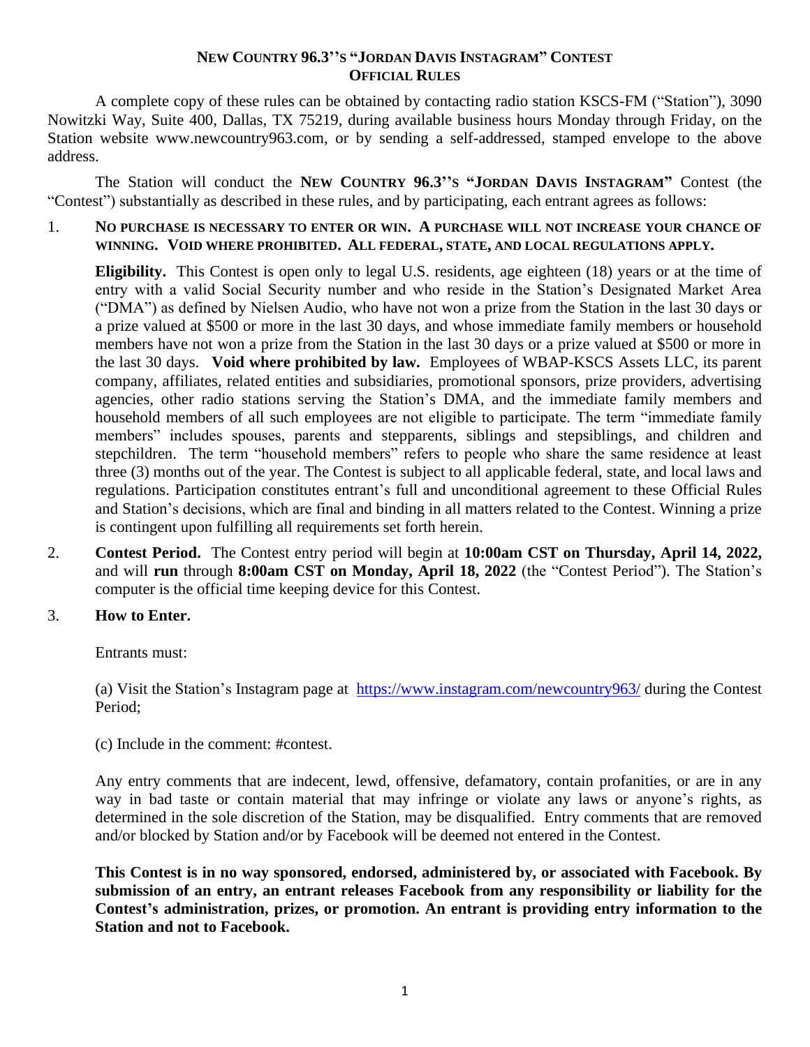# NEW COUNTRY 96.3''S "JORDAN DAVIS INSTAGRAM" CONTEST
## OFFICIAL RULES

A complete copy of these rules can be obtained by contacting radio station KSCS-FM ("Station"), 3090 Nowitzki Way, Suite 400, Dallas, TX 75219, during available business hours Monday through Friday, on the Station website www.newcountry963.com, or by sending a self-addressed, stamped envelope to the above address.

The Station will conduct the **NEW COUNTRY 96.3''S "JORDAN DAVIS INSTAGRAM"** Contest (the "Contest") substantially as described in these rules, and by participating, each entrant agrees as follows:

1. **NO PURCHASE IS NECESSARY TO ENTER OR WIN. A PURCHASE WILL NOT INCREASE YOUR CHANCE OF WINNING. VOID WHERE PROHIBITED. ALL FEDERAL, STATE, AND LOCAL REGULATIONS APPLY.**

   **Eligibility.** This Contest is open only to legal U.S. residents, age eighteen (18) years or at the time of entry with a valid Social Security number and who reside in the Station's Designated Market Area ("DMA") as defined by Nielsen Audio, who have not won a prize from the Station in the last 30 days or a prize valued at $500 or more in the last 30 days, and whose immediate family members or household members have not won a prize from the Station in the last 30 days or a prize valued at $500 or more in the last 30 days. **Void where prohibited by law.** Employees of WBAP-KSCS Assets LLC, its parent company, affiliates, related entities and subsidiaries, promotional sponsors, prize providers, advertising agencies, other radio stations serving the Station's DMA, and the immediate family members and household members of all such employees are not eligible to participate. The term "immediate family members" includes spouses, parents and stepparents, siblings and stepsiblings, and children and stepchildren. The term "household members" refers to people who share the same residence at least three (3) months out of the year. The Contest is subject to all applicable federal, state, and local laws and regulations. Participation constitutes entrant's full and unconditional agreement to these Official Rules and Station's decisions, which are final and binding in all matters related to the Contest. Winning a prize is contingent upon fulfilling all requirements set forth herein.

2. **Contest Period.** The Contest entry period will begin at **10:00am CST on Thursday, April 14, 2022,** and will **run** through **8:00am CST on Monday, April 18, 2022** (the "Contest Period"). The Station's computer is the official time keeping device for this Contest.

3. **How to Enter.**

   Entrants must:

   (a) Visit the Station's Instagram page at https://www.instagram.com/newcountry963/ during the Contest Period;

   (c) Include in the comment: #contest.

   Any entry comments that are indecent, lewd, offensive, defamatory, contain profanities, or are in any way in bad taste or contain material that may infringe or violate any laws or anyone's rights, as determined in the sole discretion of the Station, may be disqualified. Entry comments that are removed and/or blocked by Station and/or by Facebook will be deemed not entered in the Contest.

   **This Contest is in no way sponsored, endorsed, administered by, or associated with Facebook. By submission of an entry, an entrant releases Facebook from any responsibility or liability for the Contest's administration, prizes, or promotion. An entrant is providing entry information to the Station and not to Facebook.**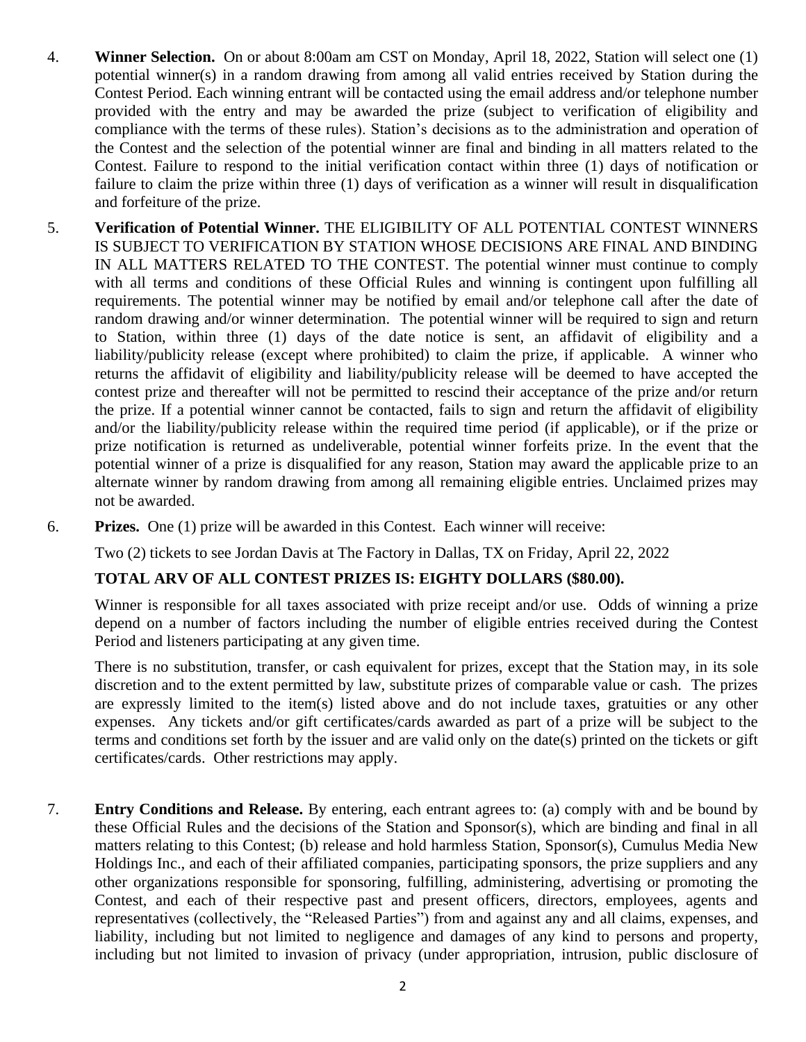4. **Winner Selection.** On or about 8:00am am CST on Monday, April 18, 2022, Station will select one (1) potential winner(s) in a random drawing from among all valid entries received by Station during the Contest Period. Each winning entrant will be contacted using the email address and/or telephone number provided with the entry and may be awarded the prize (subject to verification of eligibility and compliance with the terms of these rules). Station's decisions as to the administration and operation of the Contest and the selection of the potential winner are final and binding in all matters related to the Contest. Failure to respond to the initial verification contact within three (1) days of notification or failure to claim the prize within three (1) days of verification as a winner will result in disqualification and forfeiture of the prize.

5. **Verification of Potential Winner.** THE ELIGIBILITY OF ALL POTENTIAL CONTEST WINNERS IS SUBJECT TO VERIFICATION BY STATION WHOSE DECISIONS ARE FINAL AND BINDING IN ALL MATTERS RELATED TO THE CONTEST. The potential winner must continue to comply with all terms and conditions of these Official Rules and winning is contingent upon fulfilling all requirements. The potential winner may be notified by email and/or telephone call after the date of random drawing and/or winner determination. The potential winner will be required to sign and return to Station, within three (1) days of the date notice is sent, an affidavit of eligibility and a liability/publicity release (except where prohibited) to claim the prize, if applicable. A winner who returns the affidavit of eligibility and liability/publicity release will be deemed to have accepted the contest prize and thereafter will not be permitted to rescind their acceptance of the prize and/or return the prize. If a potential winner cannot be contacted, fails to sign and return the affidavit of eligibility and/or the liability/publicity release within the required time period (if applicable), or if the prize or prize notification is returned as undeliverable, potential winner forfeits prize. In the event that the potential winner of a prize is disqualified for any reason, Station may award the applicable prize to an alternate winner by random drawing from among all remaining eligible entries. Unclaimed prizes may not be awarded.

6. **Prizes.** One (1) prize will be awarded in this Contest. Each winner will receive:

   Two (2) tickets to see Jordan Davis at The Factory in Dallas, TX on Friday, April 22, 2022

   **TOTAL ARV OF ALL CONTEST PRIZES IS: EIGHTY DOLLARS ($80.00).**

   Winner is responsible for all taxes associated with prize receipt and/or use. Odds of winning a prize depend on a number of factors including the number of eligible entries received during the Contest Period and listeners participating at any given time.

   There is no substitution, transfer, or cash equivalent for prizes, except that the Station may, in its sole discretion and to the extent permitted by law, substitute prizes of comparable value or cash. The prizes are expressly limited to the item(s) listed above and do not include taxes, gratuities or any other expenses. Any tickets and/or gift certificates/cards awarded as part of a prize will be subject to the terms and conditions set forth by the issuer and are valid only on the date(s) printed on the tickets or gift certificates/cards. Other restrictions may apply.

7. **Entry Conditions and Release.** By entering, each entrant agrees to: (a) comply with and be bound by these Official Rules and the decisions of the Station and Sponsor(s), which are binding and final in all matters relating to this Contest; (b) release and hold harmless Station, Sponsor(s), Cumulus Media New Holdings Inc., and each of their affiliated companies, participating sponsors, the prize suppliers and any other organizations responsible for sponsoring, fulfilling, administering, advertising or promoting the Contest, and each of their respective past and present officers, directors, employees, agents and representatives (collectively, the "Released Parties") from and against any and all claims, expenses, and liability, including but not limited to negligence and damages of any kind to persons and property, including but not limited to invasion of privacy (under appropriation, intrusion, public disclosure of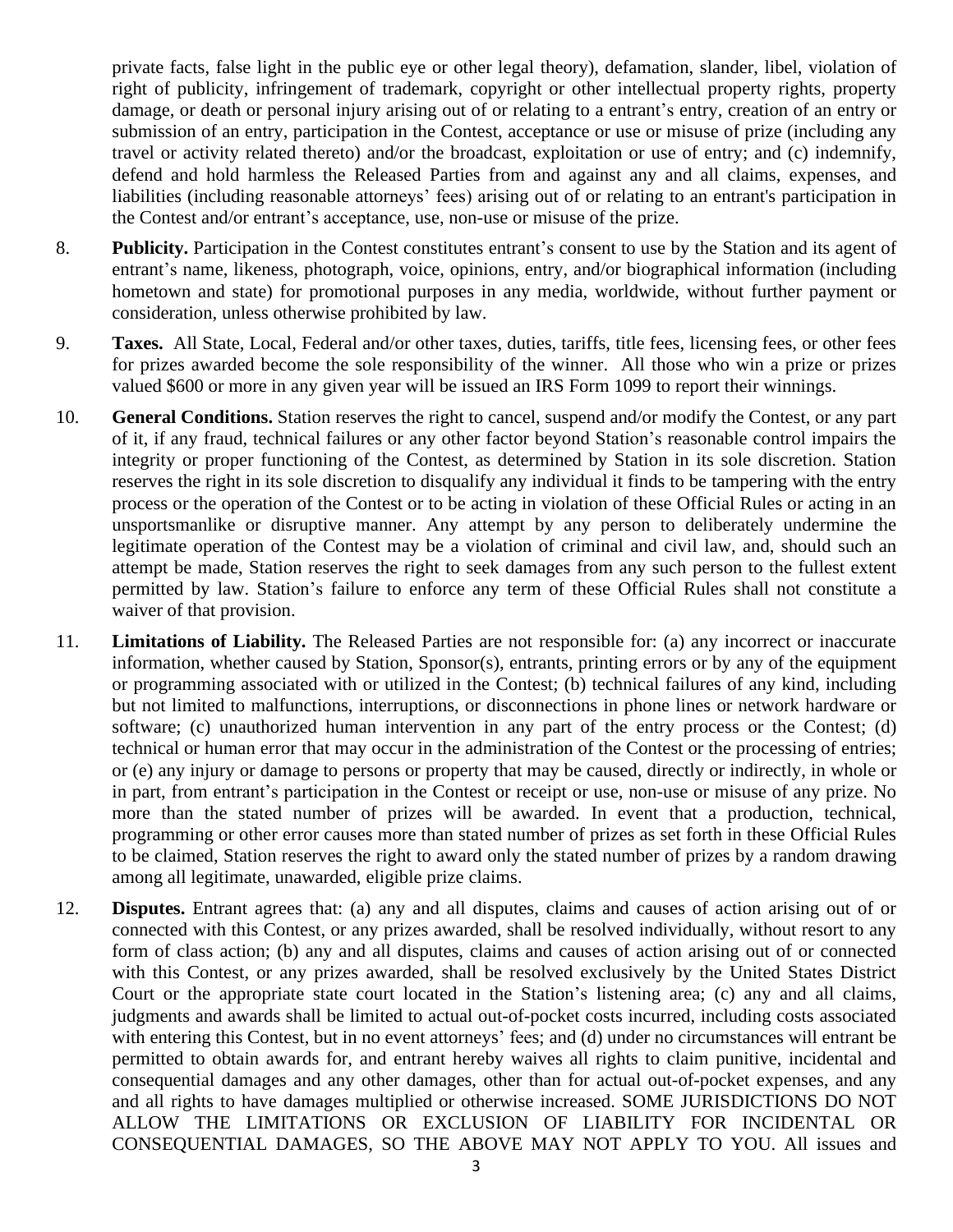private facts, false light in the public eye or other legal theory), defamation, slander, libel, violation of right of publicity, infringement of trademark, copyright or other intellectual property rights, property damage, or death or personal injury arising out of or relating to a entrant's entry, creation of an entry or submission of an entry, participation in the Contest, acceptance or use or misuse of prize (including any travel or activity related thereto) and/or the broadcast, exploitation or use of entry; and (c) indemnify, defend and hold harmless the Released Parties from and against any and all claims, expenses, and liabilities (including reasonable attorneys' fees) arising out of or relating to an entrant's participation in the Contest and/or entrant's acceptance, use, non-use or misuse of the prize.

8. **Publicity.** Participation in the Contest constitutes entrant's consent to use by the Station and its agent of entrant's name, likeness, photograph, voice, opinions, entry, and/or biographical information (including hometown and state) for promotional purposes in any media, worldwide, without further payment or consideration, unless otherwise prohibited by law.

9. **Taxes.** All State, Local, Federal and/or other taxes, duties, tariffs, title fees, licensing fees, or other fees for prizes awarded become the sole responsibility of the winner. All those who win a prize or prizes valued $600 or more in any given year will be issued an IRS Form 1099 to report their winnings.

10. **General Conditions.** Station reserves the right to cancel, suspend and/or modify the Contest, or any part of it, if any fraud, technical failures or any other factor beyond Station's reasonable control impairs the integrity or proper functioning of the Contest, as determined by Station in its sole discretion. Station reserves the right in its sole discretion to disqualify any individual it finds to be tampering with the entry process or the operation of the Contest or to be acting in violation of these Official Rules or acting in an unsportsmanlike or disruptive manner. Any attempt by any person to deliberately undermine the legitimate operation of the Contest may be a violation of criminal and civil law, and, should such an attempt be made, Station reserves the right to seek damages from any such person to the fullest extent permitted by law. Station's failure to enforce any term of these Official Rules shall not constitute a waiver of that provision.

11. **Limitations of Liability.** The Released Parties are not responsible for: (a) any incorrect or inaccurate information, whether caused by Station, Sponsor(s), entrants, printing errors or by any of the equipment or programming associated with or utilized in the Contest; (b) technical failures of any kind, including but not limited to malfunctions, interruptions, or disconnections in phone lines or network hardware or software; (c) unauthorized human intervention in any part of the entry process or the Contest; (d) technical or human error that may occur in the administration of the Contest or the processing of entries; or (e) any injury or damage to persons or property that may be caused, directly or indirectly, in whole or in part, from entrant's participation in the Contest or receipt or use, non-use or misuse of any prize. No more than the stated number of prizes will be awarded. In event that a production, technical, programming or other error causes more than stated number of prizes as set forth in these Official Rules to be claimed, Station reserves the right to award only the stated number of prizes by a random drawing among all legitimate, unawarded, eligible prize claims.

12. **Disputes.** Entrant agrees that: (a) any and all disputes, claims and causes of action arising out of or connected with this Contest, or any prizes awarded, shall be resolved individually, without resort to any form of class action; (b) any and all disputes, claims and causes of action arising out of or connected with this Contest, or any prizes awarded, shall be resolved exclusively by the United States District Court or the appropriate state court located in the Station's listening area; (c) any and all claims, judgments and awards shall be limited to actual out-of-pocket costs incurred, including costs associated with entering this Contest, but in no event attorneys' fees; and (d) under no circumstances will entrant be permitted to obtain awards for, and entrant hereby waives all rights to claim punitive, incidental and consequential damages and any other damages, other than for actual out-of-pocket expenses, and any and all rights to have damages multiplied or otherwise increased. SOME JURISDICTIONS DO NOT ALLOW THE LIMITATIONS OR EXCLUSION OF LIABILITY FOR INCIDENTAL OR CONSEQUENTIAL DAMAGES, SO THE ABOVE MAY NOT APPLY TO YOU. All issues and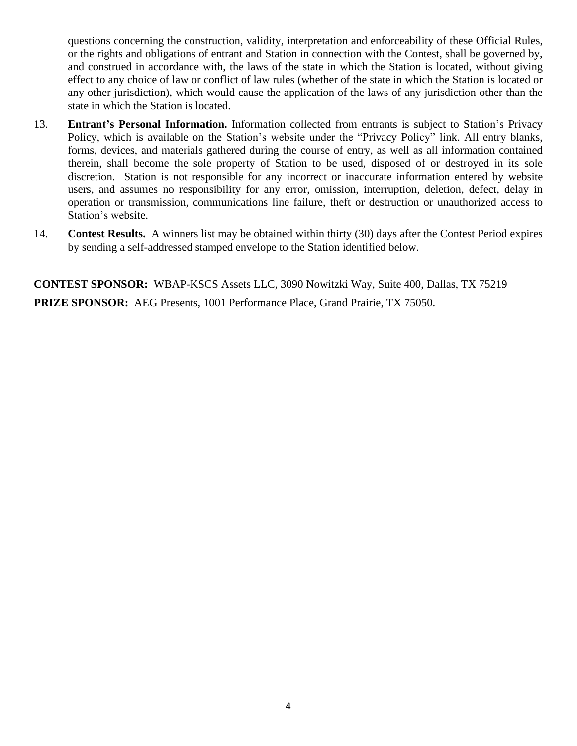questions concerning the construction, validity, interpretation and enforceability of these Official Rules, or the rights and obligations of entrant and Station in connection with the Contest, shall be governed by, and construed in accordance with, the laws of the state in which the Station is located, without giving effect to any choice of law or conflict of law rules (whether of the state in which the Station is located or any other jurisdiction), which would cause the application of the laws of any jurisdiction other than the state in which the Station is located.

13. **Entrant's Personal Information.** Information collected from entrants is subject to Station's Privacy Policy, which is available on the Station's website under the "Privacy Policy" link. All entry blanks, forms, devices, and materials gathered during the course of entry, as well as all information contained therein, shall become the sole property of Station to be used, disposed of or destroyed in its sole discretion. Station is not responsible for any incorrect or inaccurate information entered by website users, and assumes no responsibility for any error, omission, interruption, deletion, defect, delay in operation or transmission, communications line failure, theft or destruction or unauthorized access to Station's website.

14. **Contest Results.** A winners list may be obtained within thirty (30) days after the Contest Period expires by sending a self-addressed stamped envelope to the Station identified below.

**CONTEST SPONSOR:** WBAP-KSCS Assets LLC, 3090 Nowitzki Way, Suite 400, Dallas, TX 75219

**PRIZE SPONSOR:** AEG Presents, 1001 Performance Place, Grand Prairie, TX 75050.